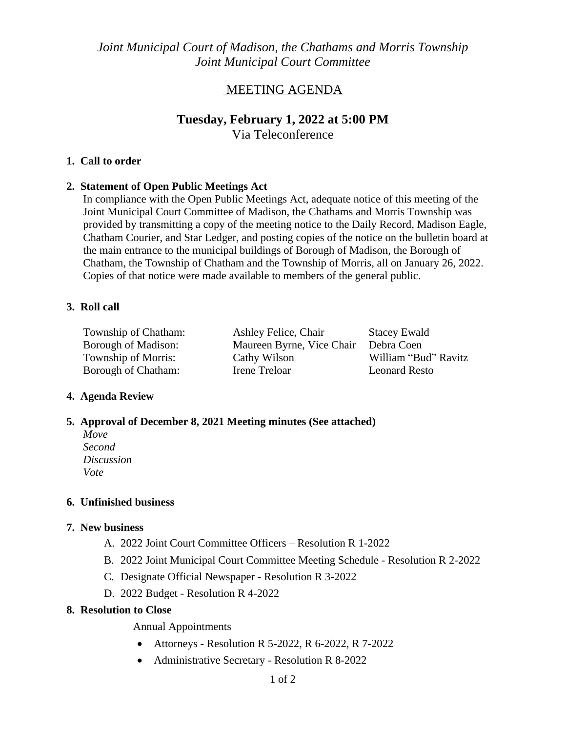*Joint Municipal Court of Madison, the Chathams and Morris Township*
*Joint Municipal Court Committee*

# MEETING AGENDA

## Tuesday, February 1, 2022 at 5:00 PM

Via Teleconference

**1. Call to order**

**2. Statement of Open Public Meetings Act**

In compliance with the Open Public Meetings Act, adequate notice of this meeting of the Joint Municipal Court Committee of Madison, the Chathams and Morris Township was provided by transmitting a copy of the meeting notice to the Daily Record, Madison Eagle, Chatham Courier, and Star Ledger, and posting copies of the notice on the bulletin board at the main entrance to the municipal buildings of Borough of Madison, the Borough of Chatham, the Township of Chatham and the Township of Morris, all on January 26, 2022. Copies of that notice were made available to members of the general public.

**3. Roll call**

| | | |
|---|---|---|
| Township of Chatham: | Ashley Felice, Chair | Stacey Ewald |
| Borough of Madison: | Maureen Byrne, Vice Chair | Debra Coen |
| Township of Morris: | Cathy Wilson | William "Bud" Ravitz |
| Borough of Chatham: | Irene Treloar | Leonard Resto |

**4. Agenda Review**

**5. Approval of December 8, 2021 Meeting minutes (See attached)**

*Move*
*Second*
*Discussion*
*Vote*

**6. Unfinished business**

**7. New business**

A. 2022 Joint Court Committee Officers – Resolution R 1-2022
B. 2022 Joint Municipal Court Committee Meeting Schedule - Resolution R 2-2022
C. Designate Official Newspaper - Resolution R 3-2022
D. 2022 Budget - Resolution R 4-2022

**8. Resolution to Close**

Annual Appointments

- Attorneys - Resolution R 5-2022, R 6-2022, R 7-2022
- Administrative Secretary - Resolution R 8-2022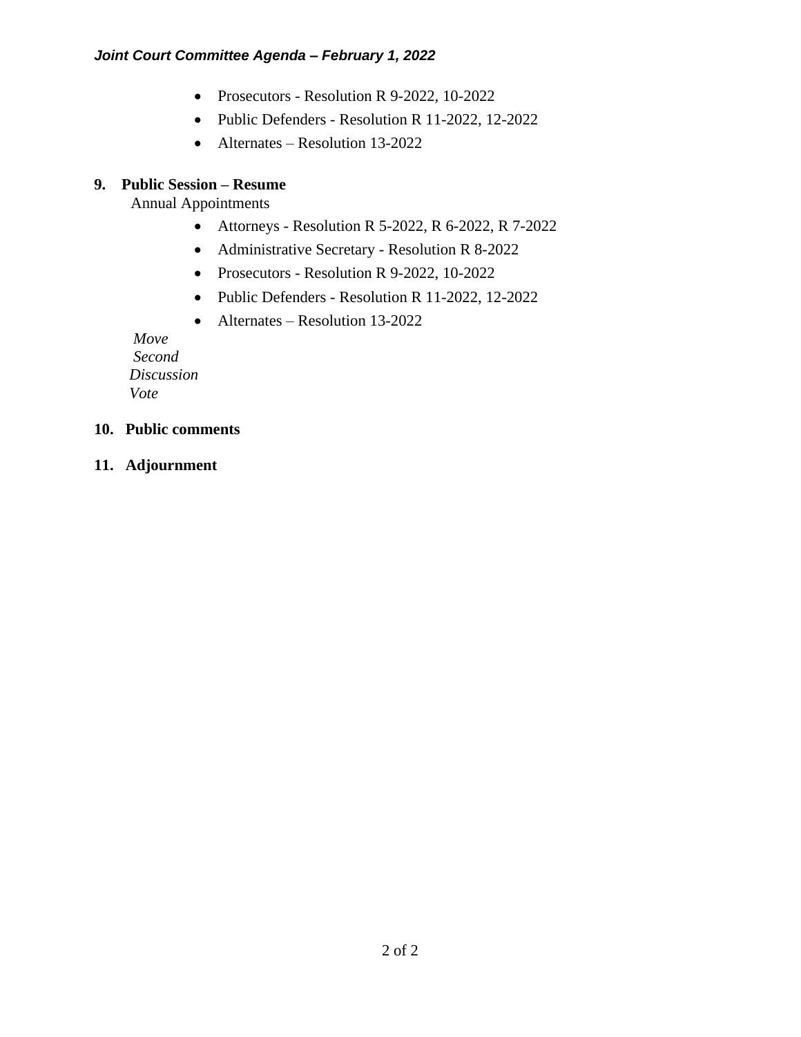- Prosecutors - Resolution R 9-2022, 10-2022
- Public Defenders - Resolution R 11-2022, 12-2022
- Alternates – Resolution 13-2022

**9. Public Session – Resume**

Annual Appointments

- Attorneys - Resolution R 5-2022, R 6-2022, R 7-2022
- Administrative Secretary - Resolution R 8-2022
- Prosecutors - Resolution R 9-2022, 10-2022
- Public Defenders - Resolution R 11-2022, 12-2022
- Alternates – Resolution 13-2022

*Move*
*Second*
*Discussion*
*Vote*

**10. Public comments**

**11. Adjournment**